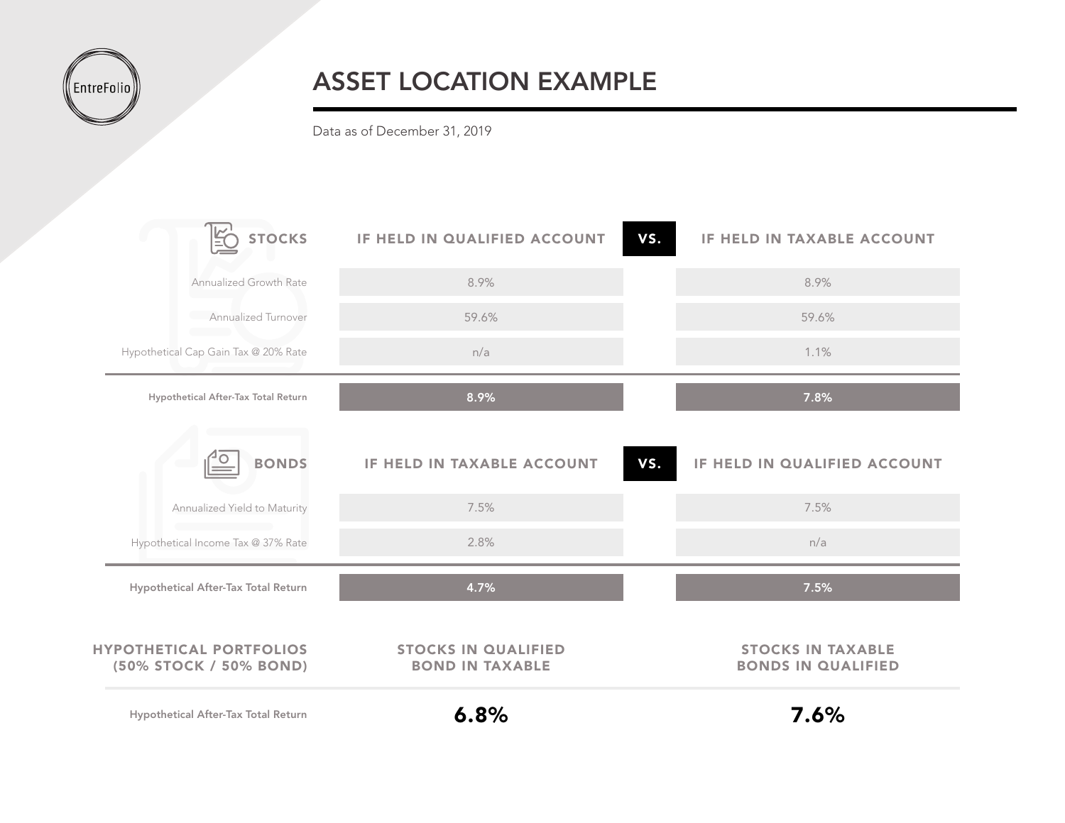# ASSET LOCATION EXAMPLE

Data as of December 31, 2019

| STOCKS | IF HELD IN QUALIFIED ACCOUNT | VS. | IF HELD IN TAXABLE ACCOUNT |
|---|---|---|---|
| Annualized Growth Rate | 8.9% | | 8.9% |
| Annualized Turnover | 59.6% | | 59.6% |
| Hypothetical Cap Gain Tax @ 20% Rate | n/a | | 1.1% |
| **Hypothetical After-Tax Total Return** | **8.9%** | | **7.8%** |

| BONDS | IF HELD IN TAXABLE ACCOUNT | VS. | IF HELD IN QUALIFIED ACCOUNT |
|---|---|---|---|
| Annualized Yield to Maturity | 7.5% | | 7.5% |
| Hypothetical Income Tax @ 37% Rate | 2.8% | | n/a |
| **Hypothetical After-Tax Total Return** | **4.7%** | | **7.5%** |

| HYPOTHETICAL PORTFOLIOS (50% STOCK / 50% BOND) | STOCKS IN QUALIFIED BOND IN TAXABLE | STOCKS IN TAXABLE BONDS IN QUALIFIED |
|---|---|---|
| **Hypothetical After-Tax Total Return** | **6.8%** | **7.6%** |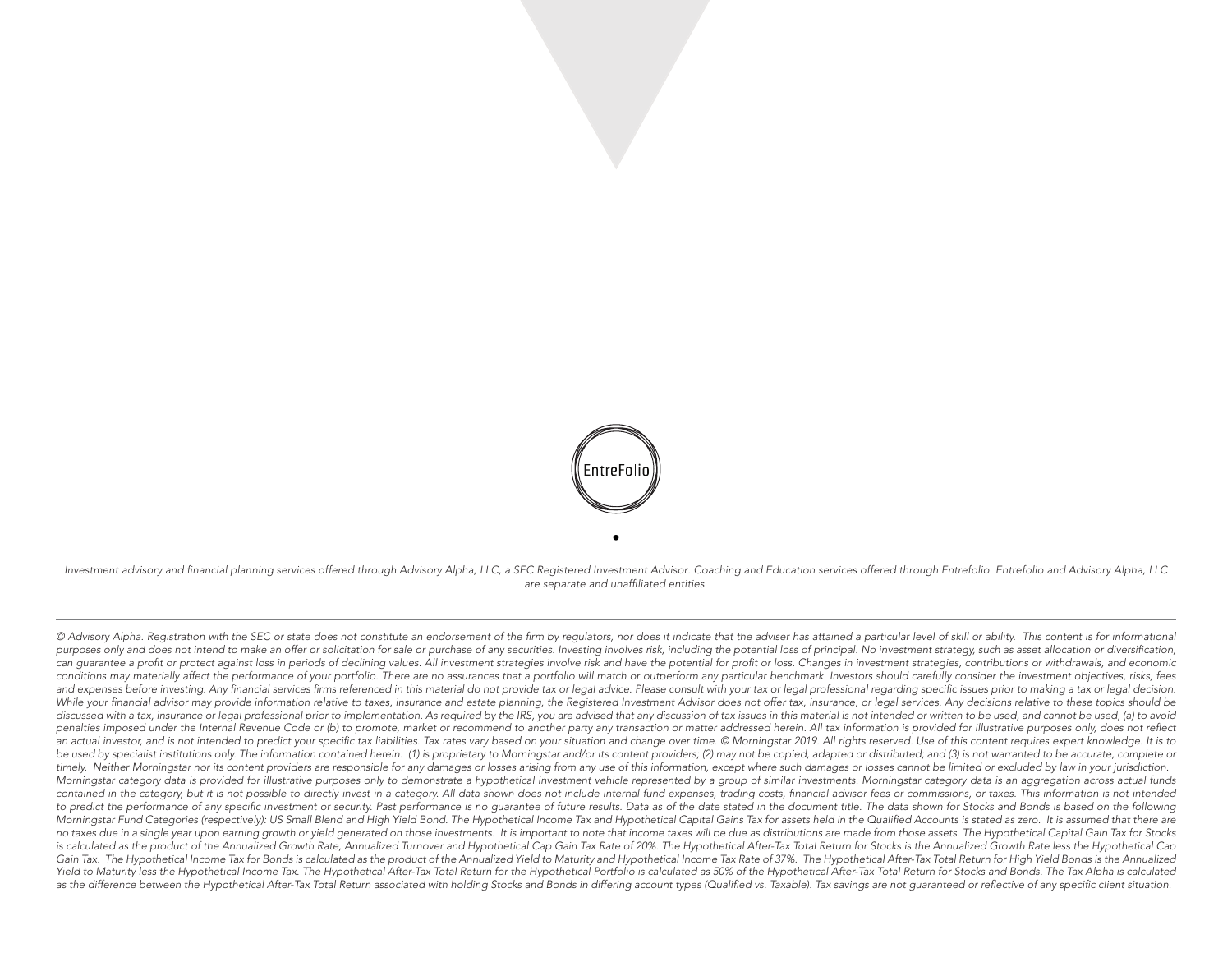EntreFolio

*Investment advisory and financial planning services offered through Advisory Alpha, LLC, a SEC Registered Investment Advisor. Coaching and Education services offered through Entrefolio. Entrefolio and Advisory Alpha, LLC are separate and unaffiliated entities.*

---

*© Advisory Alpha. Registration with the SEC or state does not constitute an endorsement of the firm by regulators, nor does it indicate that the adviser has attained a particular level of skill or ability. This content is for informational purposes only and does not intend to make an offer or solicitation for sale or purchase of any securities. Investing involves risk, including the potential loss of principal. No investment strategy, such as asset allocation or diversification, can guarantee a profit or protect against loss in periods of declining values. All investment strategies involve risk and have the potential for profit or loss. Changes in investment strategies, contributions or withdrawals, and economic conditions may materially affect the performance of your portfolio. There are no assurances that a portfolio will match or outperform any particular benchmark. Investors should carefully consider the investment objectives, risks, fees and expenses before investing. Any financial services firms referenced in this material do not provide tax or legal advice. Please consult with your tax or legal professional regarding specific issues prior to making a tax or legal decision. While your financial advisor may provide information relative to taxes, insurance and estate planning, the Registered Investment Advisor does not offer tax, insurance, or legal services. Any decisions relative to these topics should be discussed with a tax, insurance or legal professional prior to implementation. As required by the IRS, you are advised that any discussion of tax issues in this material is not intended or written to be used, and cannot be used, (a) to avoid penalties imposed under the Internal Revenue Code or (b) to promote, market or recommend to another party any transaction or matter addressed herein. All tax information is provided for illustrative purposes only, does not reflect an actual investor, and is not intended to predict your specific tax liabilities. Tax rates vary based on your situation and change over time. © Morningstar 2019. All rights reserved. Use of this content requires expert knowledge. It is to be used by specialist institutions only. The information contained herein: (1) is proprietary to Morningstar and/or its content providers; (2) may not be copied, adapted or distributed; and (3) is not warranted to be accurate, complete or timely. Neither Morningstar nor its content providers are responsible for any damages or losses arising from any use of this information, except where such damages or losses cannot be limited or excluded by law in your jurisdiction. Morningstar category data is provided for illustrative purposes only to demonstrate a hypothetical investment vehicle represented by a group of similar investments. Morningstar category data is an aggregation across actual funds contained in the category, but it is not possible to directly invest in a category. All data shown does not include internal fund expenses, trading costs, financial advisor fees or commissions, or taxes. This information is not intended to predict the performance of any specific investment or security. Past performance is no guarantee of future results. Data as of the date stated in the document title. The data shown for Stocks and Bonds is based on the following Morningstar Fund Categories (respectively): US Small Blend and High Yield Bond. The Hypothetical Income Tax and Hypothetical Capital Gains Tax for assets held in the Qualified Accounts is stated as zero. It is assumed that there are no taxes due in a single year upon earning growth or yield generated on those investments. It is important to note that income taxes will be due as distributions are made from those assets. The Hypothetical Capital Gain Tax for Stocks is calculated as the product of the Annualized Growth Rate, Annualized Turnover and Hypothetical Cap Gain Tax Rate of 20%. The Hypothetical After-Tax Total Return for Stocks is the Annualized Growth Rate less the Hypothetical Cap Gain Tax. The Hypothetical Income Tax for Bonds is calculated as the product of the Annualized Yield to Maturity and Hypothetical Income Tax Rate of 37%. The Hypothetical After-Tax Total Return for High Yield Bonds is the Annualized Yield to Maturity less the Hypothetical Income Tax. The Hypothetical After-Tax Total Return for the Hypothetical Portfolio is calculated as 50% of the Hypothetical After-Tax Total Return for Stocks and Bonds. The Tax Alpha is calculated as the difference between the Hypothetical After-Tax Total Return associated with holding Stocks and Bonds in differing account types (Qualified vs. Taxable). Tax savings are not guaranteed or reflective of any specific client situation.*